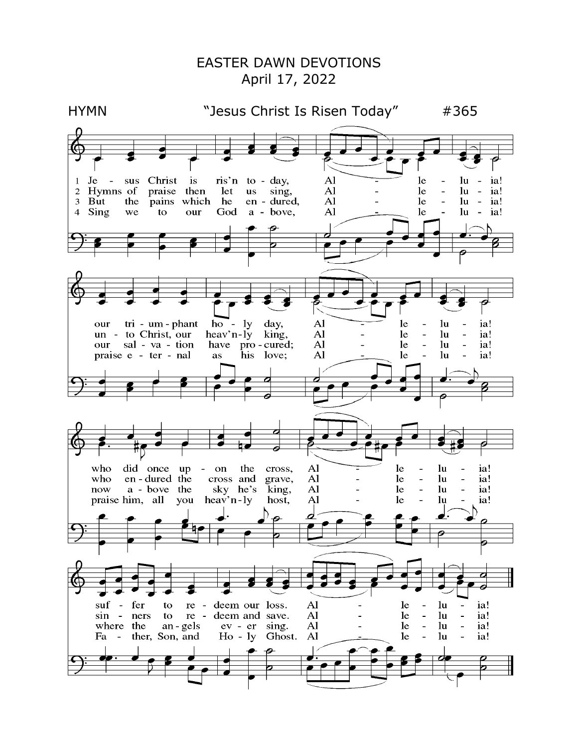# EASTER DAWN DEVOTIONS

April 17, 2022

HYMN "Jesus Christ Is Risen Today" #365

1 Jesus Christ is ris'n today, Alleluia!
our triumphant holy day, Alleluia!
who did once upon the cross, Alleluia!
suffer to redeem our loss. Alleluia!

2 Hymns of praise then let us sing, Alleluia!
unto Christ, our heav'nly king, Alleluia!
who endured the cross and grave, Alleluia!
sinners to redeem and save. Alleluia!

3 But the pains which he endured, Alleluia!
our salvation have procured; Alleluia!
now above the sky he's king, Alleluia!
where the angels ever sing. Alleluia!

4 Sing we to our God above, Alleluia!
praise eternal as his love; Alleluia!
praise him, all you heav'nly host, Alleluia!
Father, Son, and Holy Ghost. Alleluia!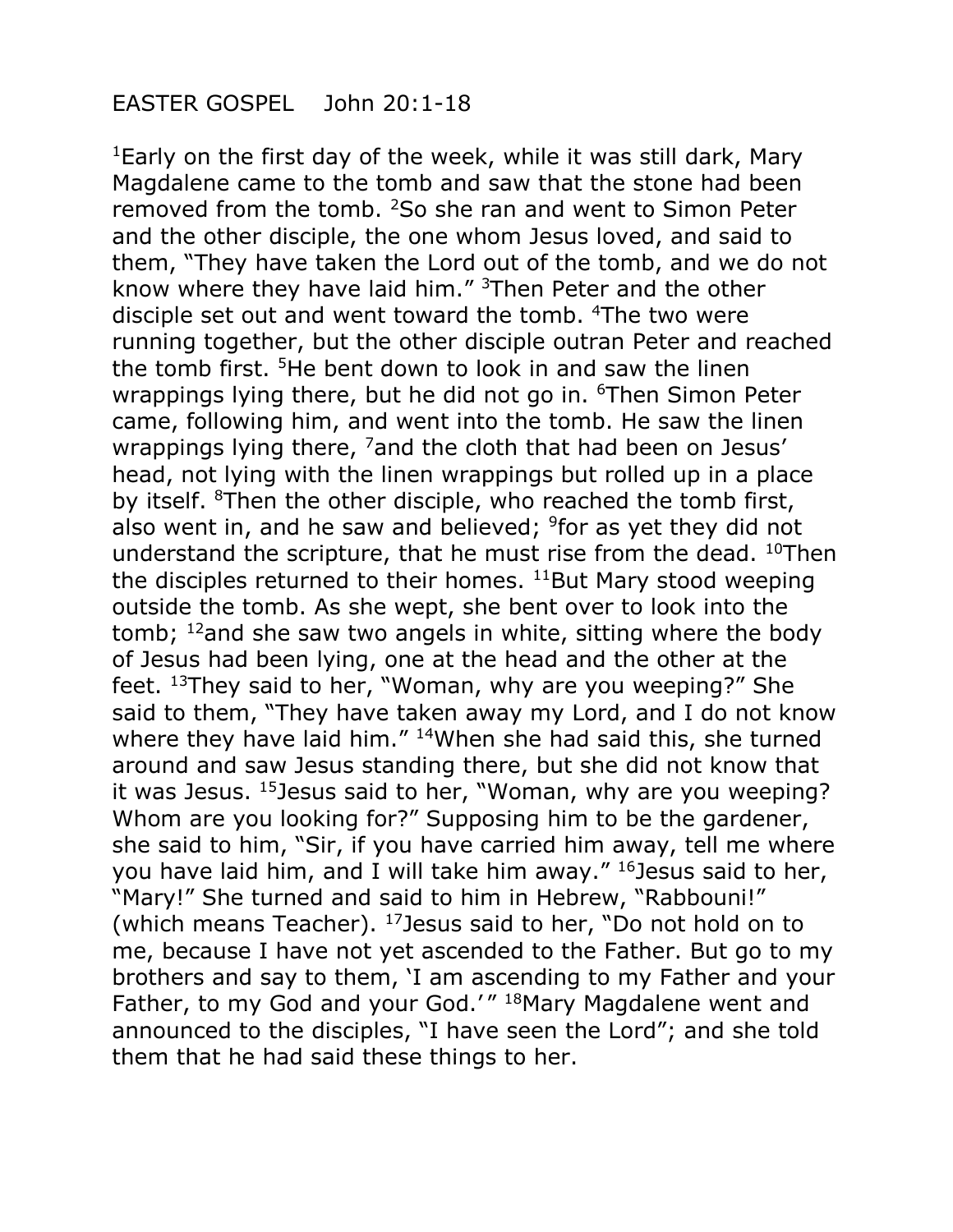EASTER GOSPEL    John 20:1-18

[1]Early on the first day of the week, while it was still dark, Mary Magdalene came to the tomb and saw that the stone had been removed from the tomb. [2]So she ran and went to Simon Peter and the other disciple, the one whom Jesus loved, and said to them, "They have taken the Lord out of the tomb, and we do not know where they have laid him." [3]Then Peter and the other disciple set out and went toward the tomb. [4]The two were running together, but the other disciple outran Peter and reached the tomb first. [5]He bent down to look in and saw the linen wrappings lying there, but he did not go in. [6]Then Simon Peter came, following him, and went into the tomb. He saw the linen wrappings lying there, [7]and the cloth that had been on Jesus' head, not lying with the linen wrappings but rolled up in a place by itself. [8]Then the other disciple, who reached the tomb first, also went in, and he saw and believed; [9]for as yet they did not understand the scripture, that he must rise from the dead. [10]Then the disciples returned to their homes. [11]But Mary stood weeping outside the tomb. As she wept, she bent over to look into the tomb; [12]and she saw two angels in white, sitting where the body of Jesus had been lying, one at the head and the other at the feet. [13]They said to her, "Woman, why are you weeping?" She said to them, "They have taken away my Lord, and I do not know where they have laid him." [14]When she had said this, she turned around and saw Jesus standing there, but she did not know that it was Jesus. [15]Jesus said to her, "Woman, why are you weeping? Whom are you looking for?" Supposing him to be the gardener, she said to him, "Sir, if you have carried him away, tell me where you have laid him, and I will take him away." [16]Jesus said to her, "Mary!" She turned and said to him in Hebrew, "Rabbouni!" (which means Teacher). [17]Jesus said to her, "Do not hold on to me, because I have not yet ascended to the Father. But go to my brothers and say to them, 'I am ascending to my Father and your Father, to my God and your God.'" [18]Mary Magdalene went and announced to the disciples, "I have seen the Lord"; and she told them that he had said these things to her.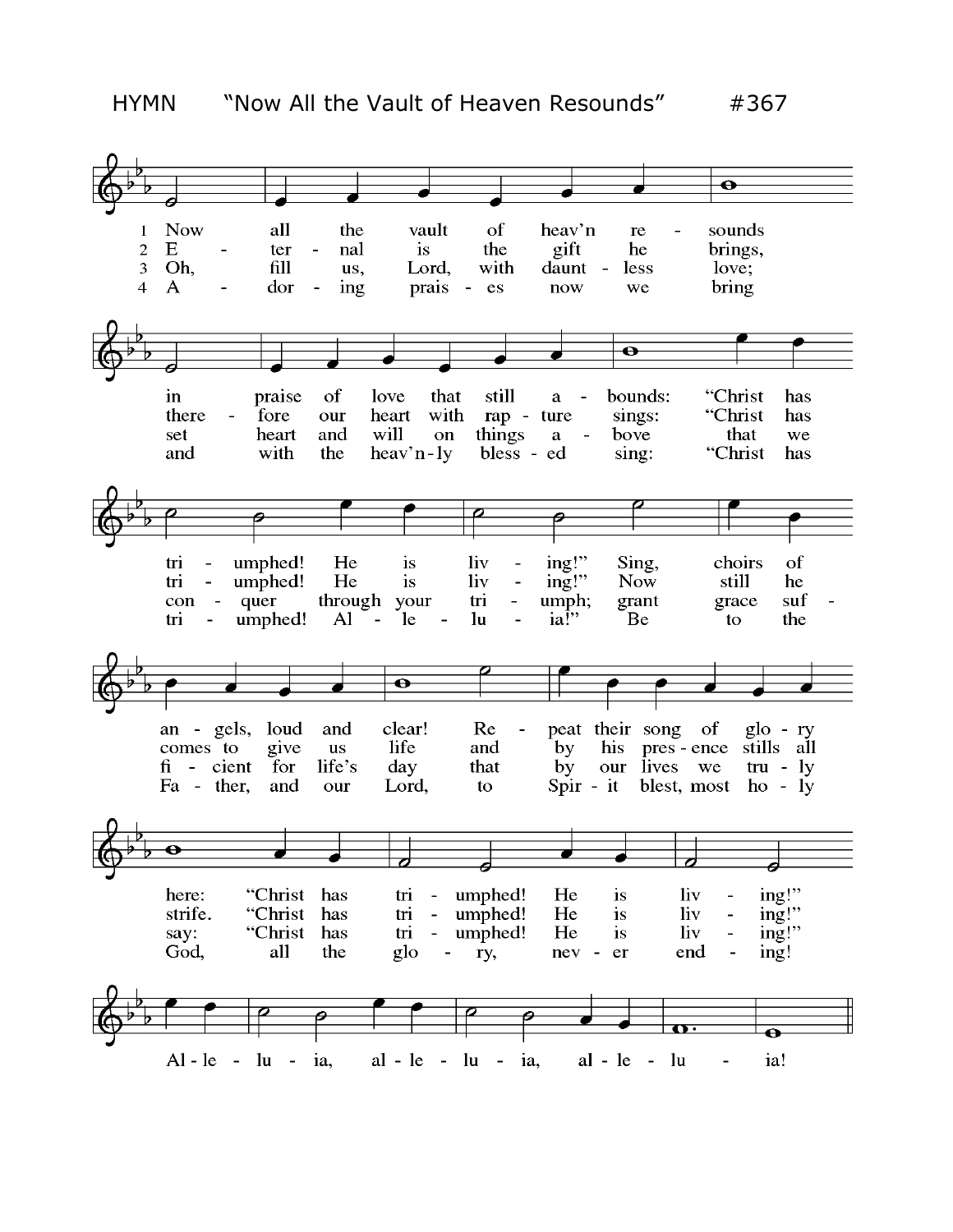HYMN "Now All the Vault of Heaven Resounds" #367

1 Now all the vault of heav'n resounds in praise of love that still abounds: "Christ has triumphed! He is living!" Sing, choirs of angels, loud and clear! Repeat their song of glory here: "Christ has triumphed! He is living!"

2 Eternal is the gift he brings, therefore our heart with rapture sings: "Christ has triumphed! He is living!" Now still he comes to give us life and by his presence stills all strife. "Christ has triumphed! He is living!"

3 Oh, fill us, Lord, with dauntless love; set heart and will on things above that we conquer through your triumph; grant grace sufficient for life's day that by our lives we truly say: "Christ has triumphed! He is living!"

4 Adoring praises now we bring and with the heav'nly blessed sing: "Christ has triumphed! Alleluia!" Be to the Father, and our Lord, to Spirit blest, most holy God, all the glory, never ending!

Alleluia, alleluia, alleluia!